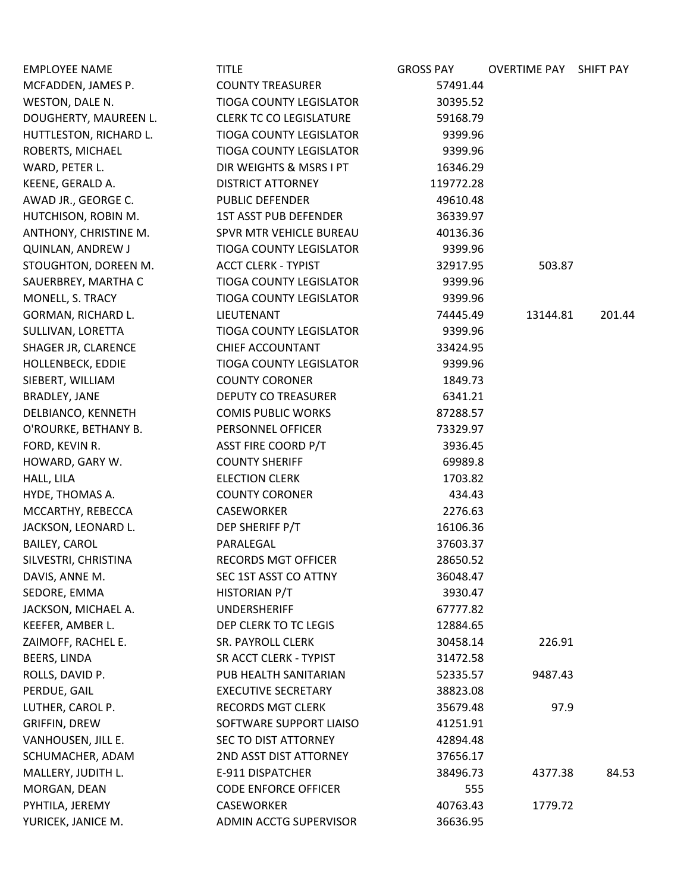| EMPLOYEE NAME | TITLE | GROSS PAY | OVERTIME PAY | SHIFT PAY |
|---|---|---|---|---|
| MCFADDEN, JAMES P. | COUNTY TREASURER | 57491.44 | | |
| WESTON, DALE N. | TIOGA COUNTY LEGISLATOR | 30395.52 | | |
| DOUGHERTY, MAUREEN L. | CLERK TC CO LEGISLATURE | 59168.79 | | |
| HUTTLESTON, RICHARD L. | TIOGA COUNTY LEGISLATOR | 9399.96 | | |
| ROBERTS, MICHAEL | TIOGA COUNTY LEGISLATOR | 9399.96 | | |
| WARD, PETER L. | DIR WEIGHTS & MSRS I PT | 16346.29 | | |
| KEENE, GERALD A. | DISTRICT ATTORNEY | 119772.28 | | |
| AWAD JR., GEORGE C. | PUBLIC DEFENDER | 49610.48 | | |
| HUTCHISON, ROBIN M. | 1ST ASST PUB DEFENDER | 36339.97 | | |
| ANTHONY, CHRISTINE M. | SPVR MTR VEHICLE BUREAU | 40136.36 | | |
| QUINLAN, ANDREW J | TIOGA COUNTY LEGISLATOR | 9399.96 | | |
| STOUGHTON, DOREEN M. | ACCT CLERK - TYPIST | 32917.95 | 503.87 | |
| SAUERBREY, MARTHA C | TIOGA COUNTY LEGISLATOR | 9399.96 | | |
| MONELL, S. TRACY | TIOGA COUNTY LEGISLATOR | 9399.96 | | |
| GORMAN, RICHARD L. | LIEUTENANT | 74445.49 | 13144.81 | 201.44 |
| SULLIVAN, LORETTA | TIOGA COUNTY LEGISLATOR | 9399.96 | | |
| SHAGER JR, CLARENCE | CHIEF ACCOUNTANT | 33424.95 | | |
| HOLLENBECK, EDDIE | TIOGA COUNTY LEGISLATOR | 9399.96 | | |
| SIEBERT, WILLIAM | COUNTY CORONER | 1849.73 | | |
| BRADLEY, JANE | DEPUTY CO TREASURER | 6341.21 | | |
| DELBIANCO, KENNETH | COMIS PUBLIC WORKS | 87288.57 | | |
| O'ROURKE, BETHANY B. | PERSONNEL OFFICER | 73329.97 | | |
| FORD, KEVIN R. | ASST FIRE COORD P/T | 3936.45 | | |
| HOWARD, GARY W. | COUNTY SHERIFF | 69989.8 | | |
| HALL, LILA | ELECTION CLERK | 1703.82 | | |
| HYDE, THOMAS A. | COUNTY CORONER | 434.43 | | |
| MCCARTHY, REBECCA | CASEWORKER | 2276.63 | | |
| JACKSON, LEONARD L. | DEP SHERIFF P/T | 16106.36 | | |
| BAILEY, CAROL | PARALEGAL | 37603.37 | | |
| SILVESTRI, CHRISTINA | RECORDS MGT OFFICER | 28650.52 | | |
| DAVIS, ANNE M. | SEC 1ST ASST CO ATTNY | 36048.47 | | |
| SEDORE, EMMA | HISTORIAN P/T | 3930.47 | | |
| JACKSON, MICHAEL A. | UNDERSHERIFF | 67777.82 | | |
| KEEFER, AMBER L. | DEP CLERK TO TC LEGIS | 12884.65 | | |
| ZAIMOFF, RACHEL E. | SR. PAYROLL CLERK | 30458.14 | 226.91 | |
| BEERS, LINDA | SR ACCT CLERK - TYPIST | 31472.58 | | |
| ROLLS, DAVID P. | PUB HEALTH SANITARIAN | 52335.57 | 9487.43 | |
| PERDUE, GAIL | EXECUTIVE SECRETARY | 38823.08 | | |
| LUTHER, CAROL P. | RECORDS MGT CLERK | 35679.48 | 97.9 | |
| GRIFFIN, DREW | SOFTWARE SUPPORT LIAISO | 41251.91 | | |
| VANHOUSEN, JILL E. | SEC TO DIST ATTORNEY | 42894.48 | | |
| SCHUMACHER, ADAM | 2ND ASST DIST ATTORNEY | 37656.17 | | |
| MALLERY, JUDITH L. | E-911 DISPATCHER | 38496.73 | 4377.38 | 84.53 |
| MORGAN, DEAN | CODE ENFORCE OFFICER | 555 | | |
| PYHTILA, JEREMY | CASEWORKER | 40763.43 | 1779.72 | |
| YURICEK, JANICE M. | ADMIN ACCTG SUPERVISOR | 36636.95 | | |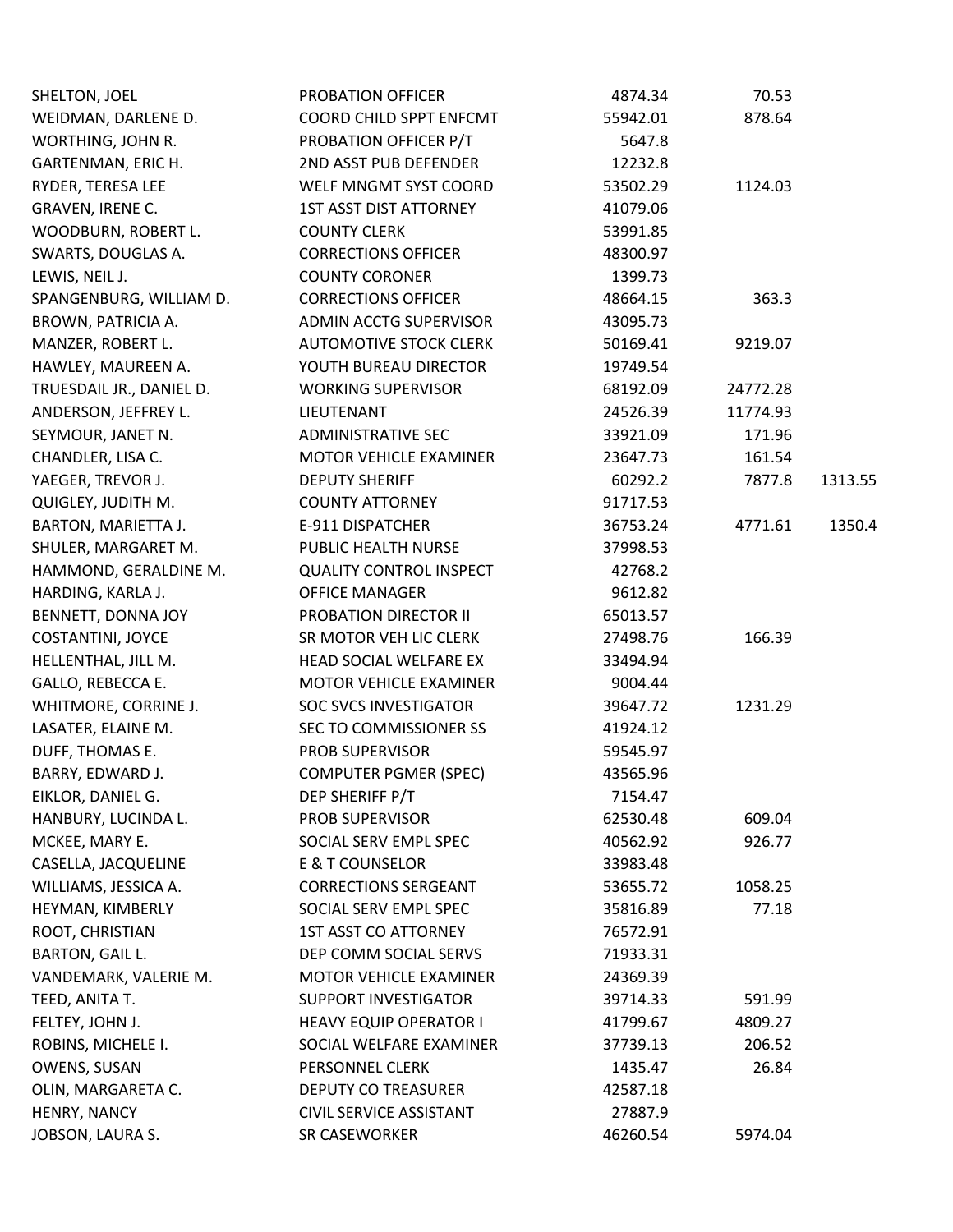| | | | | |
|---|---|---|---|---|
| SHELTON, JOEL | PROBATION OFFICER | 4874.34 | 70.53 | |
| WEIDMAN, DARLENE D. | COORD CHILD SPPT ENFCMT | 55942.01 | 878.64 | |
| WORTHING, JOHN R. | PROBATION OFFICER P/T | 5647.8 | | |
| GARTENMAN, ERIC H. | 2ND ASST PUB DEFENDER | 12232.8 | | |
| RYDER, TERESA LEE | WELF MNGMT SYST COORD | 53502.29 | 1124.03 | |
| GRAVEN, IRENE C. | 1ST ASST DIST ATTORNEY | 41079.06 | | |
| WOODBURN, ROBERT L. | COUNTY CLERK | 53991.85 | | |
| SWARTS, DOUGLAS A. | CORRECTIONS OFFICER | 48300.97 | | |
| LEWIS, NEIL J. | COUNTY CORONER | 1399.73 | | |
| SPANGENBURG, WILLIAM D. | CORRECTIONS OFFICER | 48664.15 | 363.3 | |
| BROWN, PATRICIA A. | ADMIN ACCTG SUPERVISOR | 43095.73 | | |
| MANZER, ROBERT L. | AUTOMOTIVE STOCK CLERK | 50169.41 | 9219.07 | |
| HAWLEY, MAUREEN A. | YOUTH BUREAU DIRECTOR | 19749.54 | | |
| TRUESDAIL JR., DANIEL D. | WORKING SUPERVISOR | 68192.09 | 24772.28 | |
| ANDERSON, JEFFREY L. | LIEUTENANT | 24526.39 | 11774.93 | |
| SEYMOUR, JANET N. | ADMINISTRATIVE SEC | 33921.09 | 171.96 | |
| CHANDLER, LISA C. | MOTOR VEHICLE EXAMINER | 23647.73 | 161.54 | |
| YAEGER, TREVOR J. | DEPUTY SHERIFF | 60292.2 | 7877.8 | 1313.55 |
| QUIGLEY, JUDITH M. | COUNTY ATTORNEY | 91717.53 | | |
| BARTON, MARIETTA J. | E-911 DISPATCHER | 36753.24 | 4771.61 | 1350.4 |
| SHULER, MARGARET M. | PUBLIC HEALTH NURSE | 37998.53 | | |
| HAMMOND, GERALDINE M. | QUALITY CONTROL INSPECT | 42768.2 | | |
| HARDING, KARLA J. | OFFICE MANAGER | 9612.82 | | |
| BENNETT, DONNA JOY | PROBATION DIRECTOR II | 65013.57 | | |
| COSTANTINI, JOYCE | SR MOTOR VEH LIC CLERK | 27498.76 | 166.39 | |
| HELLENTHAL, JILL M. | HEAD SOCIAL WELFARE EX | 33494.94 | | |
| GALLO, REBECCA E. | MOTOR VEHICLE EXAMINER | 9004.44 | | |
| WHITMORE, CORRINE J. | SOC SVCS INVESTIGATOR | 39647.72 | 1231.29 | |
| LASATER, ELAINE M. | SEC TO COMMISSIONER SS | 41924.12 | | |
| DUFF, THOMAS E. | PROB SUPERVISOR | 59545.97 | | |
| BARRY, EDWARD J. | COMPUTER PGMER (SPEC) | 43565.96 | | |
| EIKLOR, DANIEL G. | DEP SHERIFF P/T | 7154.47 | | |
| HANBURY, LUCINDA L. | PROB SUPERVISOR | 62530.48 | 609.04 | |
| MCKEE, MARY E. | SOCIAL SERV EMPL SPEC | 40562.92 | 926.77 | |
| CASELLA, JACQUELINE | E & T COUNSELOR | 33983.48 | | |
| WILLIAMS, JESSICA A. | CORRECTIONS SERGEANT | 53655.72 | 1058.25 | |
| HEYMAN, KIMBERLY | SOCIAL SERV EMPL SPEC | 35816.89 | 77.18 | |
| ROOT, CHRISTIAN | 1ST ASST CO ATTORNEY | 76572.91 | | |
| BARTON, GAIL L. | DEP COMM SOCIAL SERVS | 71933.31 | | |
| VANDEMARK, VALERIE M. | MOTOR VEHICLE EXAMINER | 24369.39 | | |
| TEED, ANITA T. | SUPPORT INVESTIGATOR | 39714.33 | 591.99 | |
| FELTEY, JOHN J. | HEAVY EQUIP OPERATOR I | 41799.67 | 4809.27 | |
| ROBINS, MICHELE I. | SOCIAL WELFARE EXAMINER | 37739.13 | 206.52 | |
| OWENS, SUSAN | PERSONNEL CLERK | 1435.47 | 26.84 | |
| OLIN, MARGARETA C. | DEPUTY CO TREASURER | 42587.18 | | |
| HENRY, NANCY | CIVIL SERVICE ASSISTANT | 27887.9 | | |
| JOBSON, LAURA S. | SR CASEWORKER | 46260.54 | 5974.04 | |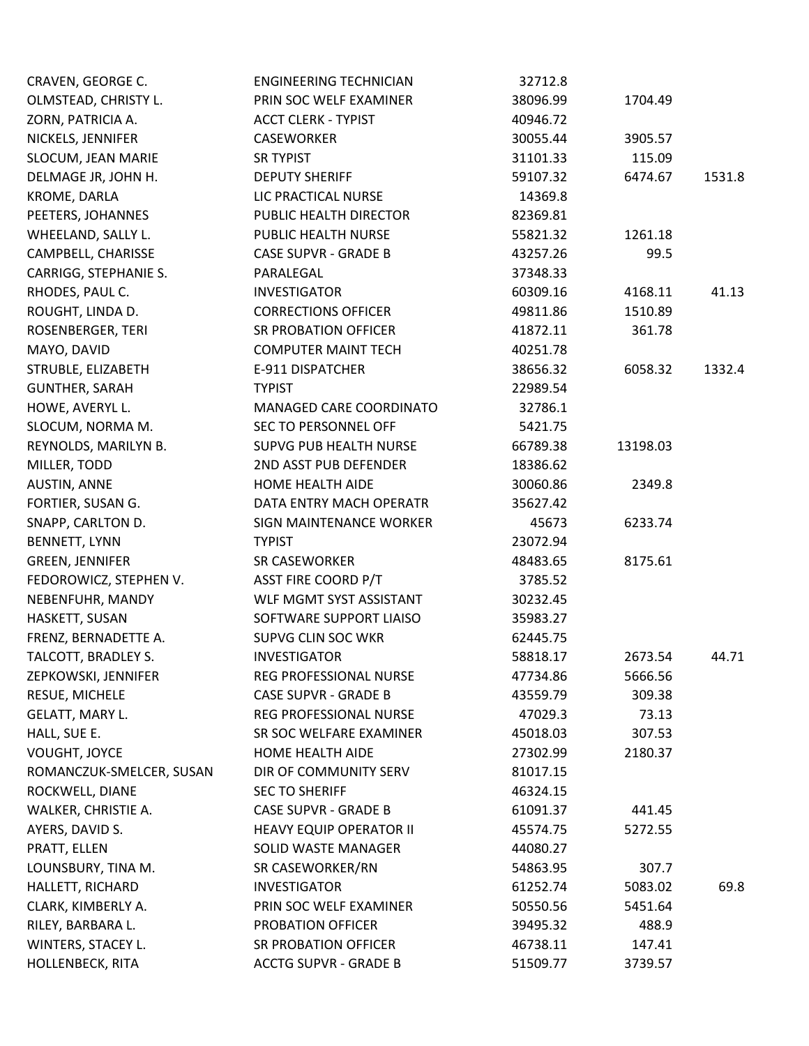| | | | | |
|---|---|---|---|---|
| CRAVEN, GEORGE C. | ENGINEERING TECHNICIAN | 32712.8 | | |
| OLMSTEAD, CHRISTY L. | PRIN SOC WELF EXAMINER | 38096.99 | 1704.49 | |
| ZORN, PATRICIA A. | ACCT CLERK - TYPIST | 40946.72 | | |
| NICKELS, JENNIFER | CASEWORKER | 30055.44 | 3905.57 | |
| SLOCUM, JEAN MARIE | SR TYPIST | 31101.33 | 115.09 | |
| DELMAGE JR, JOHN H. | DEPUTY SHERIFF | 59107.32 | 6474.67 | 1531.8 |
| KROME, DARLA | LIC PRACTICAL NURSE | 14369.8 | | |
| PEETERS, JOHANNES | PUBLIC HEALTH DIRECTOR | 82369.81 | | |
| WHEELAND, SALLY L. | PUBLIC HEALTH NURSE | 55821.32 | 1261.18 | |
| CAMPBELL, CHARISSE | CASE SUPVR - GRADE B | 43257.26 | 99.5 | |
| CARRIGG, STEPHANIE S. | PARALEGAL | 37348.33 | | |
| RHODES, PAUL C. | INVESTIGATOR | 60309.16 | 4168.11 | 41.13 |
| ROUGHT, LINDA D. | CORRECTIONS OFFICER | 49811.86 | 1510.89 | |
| ROSENBERGER, TERI | SR PROBATION OFFICER | 41872.11 | 361.78 | |
| MAYO, DAVID | COMPUTER MAINT TECH | 40251.78 | | |
| STRUBLE, ELIZABETH | E-911 DISPATCHER | 38656.32 | 6058.32 | 1332.4 |
| GUNTHER, SARAH | TYPIST | 22989.54 | | |
| HOWE, AVERYL L. | MANAGED CARE COORDINATO | 32786.1 | | |
| SLOCUM, NORMA M. | SEC TO PERSONNEL OFF | 5421.75 | | |
| REYNOLDS, MARILYN B. | SUPVG PUB HEALTH NURSE | 66789.38 | 13198.03 | |
| MILLER, TODD | 2ND ASST PUB DEFENDER | 18386.62 | | |
| AUSTIN, ANNE | HOME HEALTH AIDE | 30060.86 | 2349.8 | |
| FORTIER, SUSAN G. | DATA ENTRY MACH OPERATR | 35627.42 | | |
| SNAPP, CARLTON D. | SIGN MAINTENANCE WORKER | 45673 | 6233.74 | |
| BENNETT, LYNN | TYPIST | 23072.94 | | |
| GREEN, JENNIFER | SR CASEWORKER | 48483.65 | 8175.61 | |
| FEDOROWICZ, STEPHEN V. | ASST FIRE COORD P/T | 3785.52 | | |
| NEBENFUHR, MANDY | WLF MGMT SYST ASSISTANT | 30232.45 | | |
| HASKETT, SUSAN | SOFTWARE SUPPORT LIAISO | 35983.27 | | |
| FRENZ, BERNADETTE A. | SUPVG CLIN SOC WKR | 62445.75 | | |
| TALCOTT, BRADLEY S. | INVESTIGATOR | 58818.17 | 2673.54 | 44.71 |
| ZEPKOWSKI, JENNIFER | REG PROFESSIONAL NURSE | 47734.86 | 5666.56 | |
| RESUE, MICHELE | CASE SUPVR - GRADE B | 43559.79 | 309.38 | |
| GELATT, MARY L. | REG PROFESSIONAL NURSE | 47029.3 | 73.13 | |
| HALL, SUE E. | SR SOC WELFARE EXAMINER | 45018.03 | 307.53 | |
| VOUGHT, JOYCE | HOME HEALTH AIDE | 27302.99 | 2180.37 | |
| ROMANCZUK-SMELCER, SUSAN | DIR OF COMMUNITY SERV | 81017.15 | | |
| ROCKWELL, DIANE | SEC TO SHERIFF | 46324.15 | | |
| WALKER, CHRISTIE A. | CASE SUPVR - GRADE B | 61091.37 | 441.45 | |
| AYERS, DAVID S. | HEAVY EQUIP OPERATOR II | 45574.75 | 5272.55 | |
| PRATT, ELLEN | SOLID WASTE MANAGER | 44080.27 | | |
| LOUNSBURY, TINA M. | SR CASEWORKER/RN | 54863.95 | 307.7 | |
| HALLETT, RICHARD | INVESTIGATOR | 61252.74 | 5083.02 | 69.8 |
| CLARK, KIMBERLY A. | PRIN SOC WELF EXAMINER | 50550.56 | 5451.64 | |
| RILEY, BARBARA L. | PROBATION OFFICER | 39495.32 | 488.9 | |
| WINTERS, STACEY L. | SR PROBATION OFFICER | 46738.11 | 147.41 | |
| HOLLENBECK, RITA | ACCTG SUPVR - GRADE B | 51509.77 | 3739.57 | |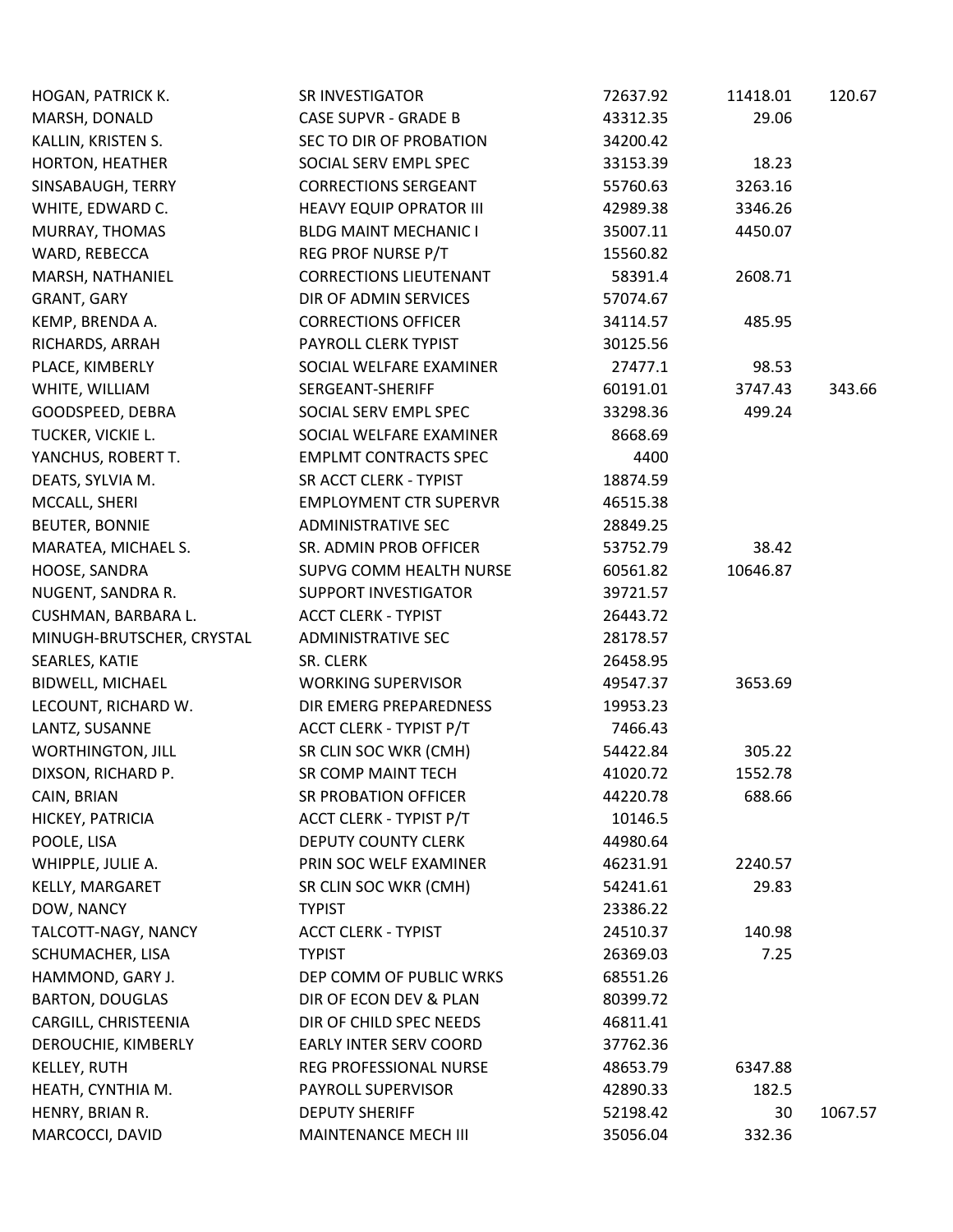| | | | | |
|---|---|---|---|---|
| HOGAN, PATRICK K. | SR INVESTIGATOR | 72637.92 | 11418.01 | 120.67 |
| MARSH, DONALD | CASE SUPVR - GRADE B | 43312.35 | 29.06 | |
| KALLIN, KRISTEN S. | SEC TO DIR OF PROBATION | 34200.42 | | |
| HORTON, HEATHER | SOCIAL SERV EMPL SPEC | 33153.39 | 18.23 | |
| SINSABAUGH, TERRY | CORRECTIONS SERGEANT | 55760.63 | 3263.16 | |
| WHITE, EDWARD C. | HEAVY EQUIP OPRATOR III | 42989.38 | 3346.26 | |
| MURRAY, THOMAS | BLDG MAINT MECHANIC I | 35007.11 | 4450.07 | |
| WARD, REBECCA | REG PROF NURSE P/T | 15560.82 | | |
| MARSH, NATHANIEL | CORRECTIONS LIEUTENANT | 58391.4 | 2608.71 | |
| GRANT, GARY | DIR OF ADMIN SERVICES | 57074.67 | | |
| KEMP, BRENDA A. | CORRECTIONS OFFICER | 34114.57 | 485.95 | |
| RICHARDS, ARRAH | PAYROLL CLERK TYPIST | 30125.56 | | |
| PLACE, KIMBERLY | SOCIAL WELFARE EXAMINER | 27477.1 | 98.53 | |
| WHITE, WILLIAM | SERGEANT-SHERIFF | 60191.01 | 3747.43 | 343.66 |
| GOODSPEED, DEBRA | SOCIAL SERV EMPL SPEC | 33298.36 | 499.24 | |
| TUCKER, VICKIE L. | SOCIAL WELFARE EXAMINER | 8668.69 | | |
| YANCHUS, ROBERT T. | EMPLMT CONTRACTS SPEC | 4400 | | |
| DEATS, SYLVIA M. | SR ACCT CLERK - TYPIST | 18874.59 | | |
| MCCALL, SHERI | EMPLOYMENT CTR SUPERVR | 46515.38 | | |
| BEUTER, BONNIE | ADMINISTRATIVE SEC | 28849.25 | | |
| MARATEA, MICHAEL S. | SR. ADMIN PROB OFFICER | 53752.79 | 38.42 | |
| HOOSE, SANDRA | SUPVG COMM HEALTH NURSE | 60561.82 | 10646.87 | |
| NUGENT, SANDRA R. | SUPPORT INVESTIGATOR | 39721.57 | | |
| CUSHMAN, BARBARA L. | ACCT CLERK - TYPIST | 26443.72 | | |
| MINUGH-BRUTSCHER, CRYSTAL | ADMINISTRATIVE SEC | 28178.57 | | |
| SEARLES, KATIE | SR. CLERK | 26458.95 | | |
| BIDWELL, MICHAEL | WORKING SUPERVISOR | 49547.37 | 3653.69 | |
| LECOUNT, RICHARD W. | DIR EMERG PREPAREDNESS | 19953.23 | | |
| LANTZ, SUSANNE | ACCT CLERK - TYPIST P/T | 7466.43 | | |
| WORTHINGTON, JILL | SR CLIN SOC WKR (CMH) | 54422.84 | 305.22 | |
| DIXSON, RICHARD P. | SR COMP MAINT TECH | 41020.72 | 1552.78 | |
| CAIN, BRIAN | SR PROBATION OFFICER | 44220.78 | 688.66 | |
| HICKEY, PATRICIA | ACCT CLERK - TYPIST P/T | 10146.5 | | |
| POOLE, LISA | DEPUTY COUNTY CLERK | 44980.64 | | |
| WHIPPLE, JULIE A. | PRIN SOC WELF EXAMINER | 46231.91 | 2240.57 | |
| KELLY, MARGARET | SR CLIN SOC WKR (CMH) | 54241.61 | 29.83 | |
| DOW, NANCY | TYPIST | 23386.22 | | |
| TALCOTT-NAGY, NANCY | ACCT CLERK - TYPIST | 24510.37 | 140.98 | |
| SCHUMACHER, LISA | TYPIST | 26369.03 | 7.25 | |
| HAMMOND, GARY J. | DEP COMM OF PUBLIC WRKS | 68551.26 | | |
| BARTON, DOUGLAS | DIR OF ECON DEV & PLAN | 80399.72 | | |
| CARGILL, CHRISTEENIA | DIR OF CHILD SPEC NEEDS | 46811.41 | | |
| DEROUCHIE, KIMBERLY | EARLY INTER SERV COORD | 37762.36 | | |
| KELLEY, RUTH | REG PROFESSIONAL NURSE | 48653.79 | 6347.88 | |
| HEATH, CYNTHIA M. | PAYROLL SUPERVISOR | 42890.33 | 182.5 | |
| HENRY, BRIAN R. | DEPUTY SHERIFF | 52198.42 | 30 | 1067.57 |
| MARCOCCI, DAVID | MAINTENANCE MECH III | 35056.04 | 332.36 | |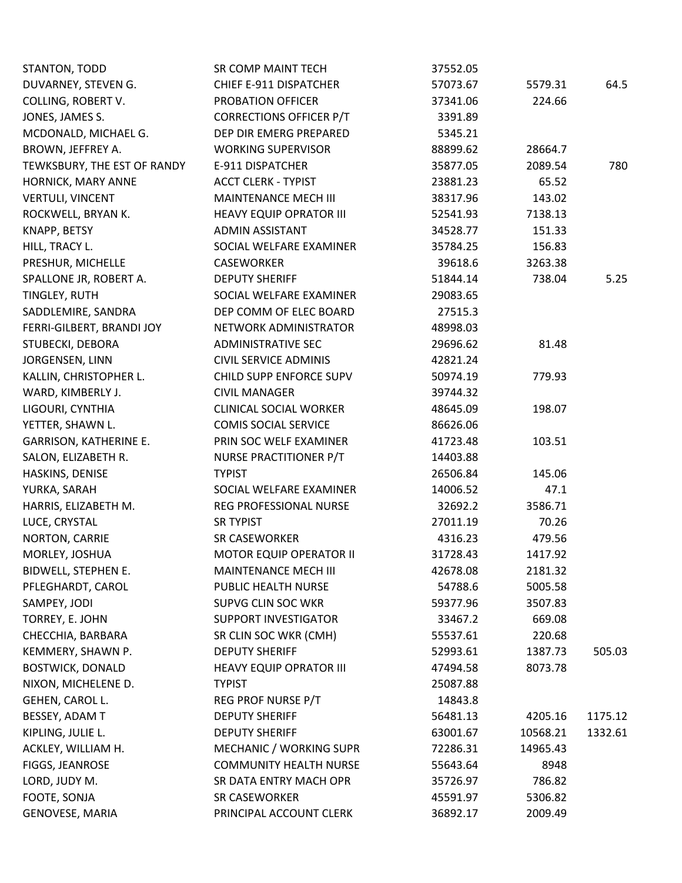| | | | | |
|---|---|---|---|---|
| STANTON, TODD | SR COMP MAINT TECH | 37552.05 | | |
| DUVARNEY, STEVEN G. | CHIEF E-911 DISPATCHER | 57073.67 | 5579.31 | 64.5 |
| COLLING, ROBERT V. | PROBATION OFFICER | 37341.06 | 224.66 | |
| JONES, JAMES S. | CORRECTIONS OFFICER P/T | 3391.89 | | |
| MCDONALD, MICHAEL G. | DEP DIR EMERG PREPARED | 5345.21 | | |
| BROWN, JEFFREY A. | WORKING SUPERVISOR | 88899.62 | 28664.7 | |
| TEWKSBURY, THE EST OF RANDY | E-911 DISPATCHER | 35877.05 | 2089.54 | 780 |
| HORNICK, MARY ANNE | ACCT CLERK - TYPIST | 23881.23 | 65.52 | |
| VERTULI, VINCENT | MAINTENANCE MECH III | 38317.96 | 143.02 | |
| ROCKWELL, BRYAN K. | HEAVY EQUIP OPRATOR III | 52541.93 | 7138.13 | |
| KNAPP, BETSY | ADMIN ASSISTANT | 34528.77 | 151.33 | |
| HILL, TRACY L. | SOCIAL WELFARE EXAMINER | 35784.25 | 156.83 | |
| PRESHUR, MICHELLE | CASEWORKER | 39618.6 | 3263.38 | |
| SPALLONE JR, ROBERT A. | DEPUTY SHERIFF | 51844.14 | 738.04 | 5.25 |
| TINGLEY, RUTH | SOCIAL WELFARE EXAMINER | 29083.65 | | |
| SADDLEMIRE, SANDRA | DEP COMM OF ELEC BOARD | 27515.3 | | |
| FERRI-GILBERT, BRANDI JOY | NETWORK ADMINISTRATOR | 48998.03 | | |
| STUBECKI, DEBORA | ADMINISTRATIVE SEC | 29696.62 | 81.48 | |
| JORGENSEN, LINN | CIVIL SERVICE ADMINIS | 42821.24 | | |
| KALLIN, CHRISTOPHER L. | CHILD SUPP ENFORCE SUPV | 50974.19 | 779.93 | |
| WARD, KIMBERLY J. | CIVIL MANAGER | 39744.32 | | |
| LIGOURI, CYNTHIA | CLINICAL SOCIAL WORKER | 48645.09 | 198.07 | |
| YETTER, SHAWN L. | COMIS SOCIAL SERVICE | 86626.06 | | |
| GARRISON, KATHERINE E. | PRIN SOC WELF EXAMINER | 41723.48 | 103.51 | |
| SALON, ELIZABETH R. | NURSE PRACTITIONER P/T | 14403.88 | | |
| HASKINS, DENISE | TYPIST | 26506.84 | 145.06 | |
| YURKA, SARAH | SOCIAL WELFARE EXAMINER | 14006.52 | 47.1 | |
| HARRIS, ELIZABETH M. | REG PROFESSIONAL NURSE | 32692.2 | 3586.71 | |
| LUCE, CRYSTAL | SR TYPIST | 27011.19 | 70.26 | |
| NORTON, CARRIE | SR CASEWORKER | 4316.23 | 479.56 | |
| MORLEY, JOSHUA | MOTOR EQUIP OPERATOR II | 31728.43 | 1417.92 | |
| BIDWELL, STEPHEN E. | MAINTENANCE MECH III | 42678.08 | 2181.32 | |
| PFLEGHARDT, CAROL | PUBLIC HEALTH NURSE | 54788.6 | 5005.58 | |
| SAMPEY, JODI | SUPVG CLIN SOC WKR | 59377.96 | 3507.83 | |
| TORREY, E. JOHN | SUPPORT INVESTIGATOR | 33467.2 | 669.08 | |
| CHECCHIA, BARBARA | SR CLIN SOC WKR (CMH) | 55537.61 | 220.68 | |
| KEMMERY, SHAWN P. | DEPUTY SHERIFF | 52993.61 | 1387.73 | 505.03 |
| BOSTWICK, DONALD | HEAVY EQUIP OPRATOR III | 47494.58 | 8073.78 | |
| NIXON, MICHELENE D. | TYPIST | 25087.88 | | |
| GEHEN, CAROL L. | REG PROF NURSE P/T | 14843.8 | | |
| BESSEY, ADAM T | DEPUTY SHERIFF | 56481.13 | 4205.16 | 1175.12 |
| KIPLING, JULIE L. | DEPUTY SHERIFF | 63001.67 | 10568.21 | 1332.61 |
| ACKLEY, WILLIAM H. | MECHANIC / WORKING SUPR | 72286.31 | 14965.43 | |
| FIGGS, JEANROSE | COMMUNITY HEALTH NURSE | 55643.64 | 8948 | |
| LORD, JUDY M. | SR DATA ENTRY MACH OPR | 35726.97 | 786.82 | |
| FOOTE, SONJA | SR CASEWORKER | 45591.97 | 5306.82 | |
| GENOVESE, MARIA | PRINCIPAL ACCOUNT CLERK | 36892.17 | 2009.49 | |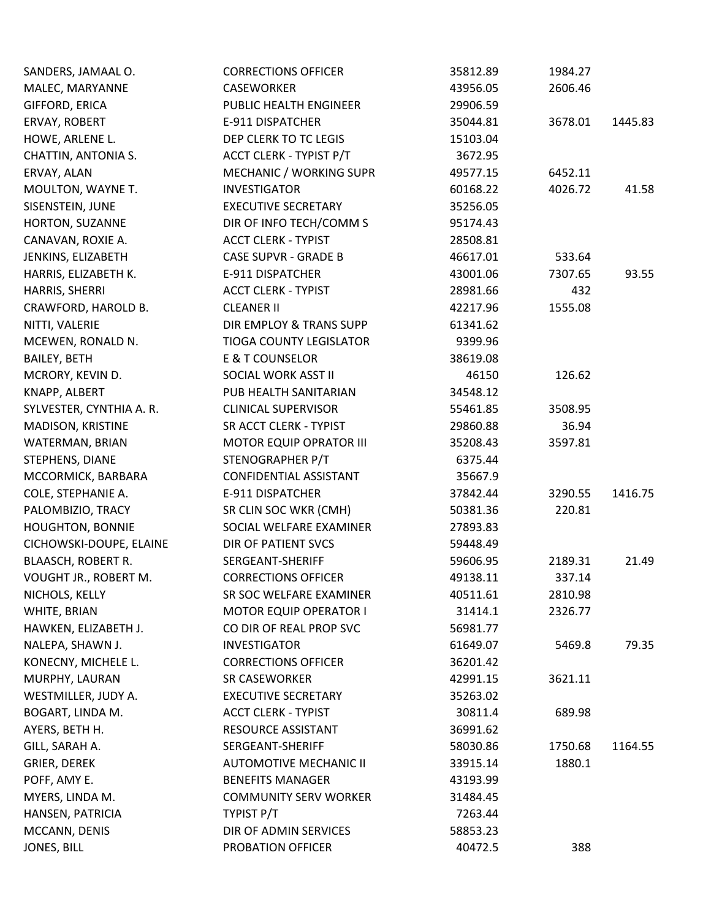| | | | | |
|---|---|---|---|---|
| SANDERS, JAMAAL O. | CORRECTIONS OFFICER | 35812.89 | 1984.27 | |
| MALEC, MARYANNE | CASEWORKER | 43956.05 | 2606.46 | |
| GIFFORD, ERICA | PUBLIC HEALTH ENGINEER | 29906.59 | | |
| ERVAY, ROBERT | E-911 DISPATCHER | 35044.81 | 3678.01 | 1445.83 |
| HOWE, ARLENE L. | DEP CLERK TO TC LEGIS | 15103.04 | | |
| CHATTIN, ANTONIA S. | ACCT CLERK - TYPIST P/T | 3672.95 | | |
| ERVAY, ALAN | MECHANIC / WORKING SUPR | 49577.15 | 6452.11 | |
| MOULTON, WAYNE T. | INVESTIGATOR | 60168.22 | 4026.72 | 41.58 |
| SISENSTEIN, JUNE | EXECUTIVE SECRETARY | 35256.05 | | |
| HORTON, SUZANNE | DIR OF INFO TECH/COMM S | 95174.43 | | |
| CANAVAN, ROXIE A. | ACCT CLERK - TYPIST | 28508.81 | | |
| JENKINS, ELIZABETH | CASE SUPVR - GRADE B | 46617.01 | 533.64 | |
| HARRIS, ELIZABETH K. | E-911 DISPATCHER | 43001.06 | 7307.65 | 93.55 |
| HARRIS, SHERRI | ACCT CLERK - TYPIST | 28981.66 | 432 | |
| CRAWFORD, HAROLD B. | CLEANER II | 42217.96 | 1555.08 | |
| NITTI, VALERIE | DIR EMPLOY & TRANS SUPP | 61341.62 | | |
| MCEWEN, RONALD N. | TIOGA COUNTY LEGISLATOR | 9399.96 | | |
| BAILEY, BETH | E & T COUNSELOR | 38619.08 | | |
| MCRORY, KEVIN D. | SOCIAL WORK ASST II | 46150 | 126.62 | |
| KNAPP, ALBERT | PUB HEALTH SANITARIAN | 34548.12 | | |
| SYLVESTER, CYNTHIA A. R. | CLINICAL SUPERVISOR | 55461.85 | 3508.95 | |
| MADISON, KRISTINE | SR ACCT CLERK - TYPIST | 29860.88 | 36.94 | |
| WATERMAN, BRIAN | MOTOR EQUIP OPRATOR III | 35208.43 | 3597.81 | |
| STEPHENS, DIANE | STENOGRAPHER P/T | 6375.44 | | |
| MCCORMICK, BARBARA | CONFIDENTIAL ASSISTANT | 35667.9 | | |
| COLE, STEPHANIE A. | E-911 DISPATCHER | 37842.44 | 3290.55 | 1416.75 |
| PALOMBIZIO, TRACY | SR CLIN SOC WKR (CMH) | 50381.36 | 220.81 | |
| HOUGHTON, BONNIE | SOCIAL WELFARE EXAMINER | 27893.83 | | |
| CICHOWSKI-DOUPE, ELAINE | DIR OF PATIENT SVCS | 59448.49 | | |
| BLAASCH, ROBERT R. | SERGEANT-SHERIFF | 59606.95 | 2189.31 | 21.49 |
| VOUGHT JR., ROBERT M. | CORRECTIONS OFFICER | 49138.11 | 337.14 | |
| NICHOLS, KELLY | SR SOC WELFARE EXAMINER | 40511.61 | 2810.98 | |
| WHITE, BRIAN | MOTOR EQUIP OPERATOR I | 31414.1 | 2326.77 | |
| HAWKEN, ELIZABETH J. | CO DIR OF REAL PROP SVC | 56981.77 | | |
| NALEPA, SHAWN J. | INVESTIGATOR | 61649.07 | 5469.8 | 79.35 |
| KONECNY, MICHELE L. | CORRECTIONS OFFICER | 36201.42 | | |
| MURPHY, LAURAN | SR CASEWORKER | 42991.15 | 3621.11 | |
| WESTMILLER, JUDY A. | EXECUTIVE SECRETARY | 35263.02 | | |
| BOGART, LINDA M. | ACCT CLERK - TYPIST | 30811.4 | 689.98 | |
| AYERS, BETH H. | RESOURCE ASSISTANT | 36991.62 | | |
| GILL, SARAH A. | SERGEANT-SHERIFF | 58030.86 | 1750.68 | 1164.55 |
| GRIER, DEREK | AUTOMOTIVE MECHANIC II | 33915.14 | 1880.1 | |
| POFF, AMY E. | BENEFITS MANAGER | 43193.99 | | |
| MYERS, LINDA M. | COMMUNITY SERV WORKER | 31484.45 | | |
| HANSEN, PATRICIA | TYPIST P/T | 7263.44 | | |
| MCCANN, DENIS | DIR OF ADMIN SERVICES | 58853.23 | | |
| JONES, BILL | PROBATION OFFICER | 40472.5 | 388 | |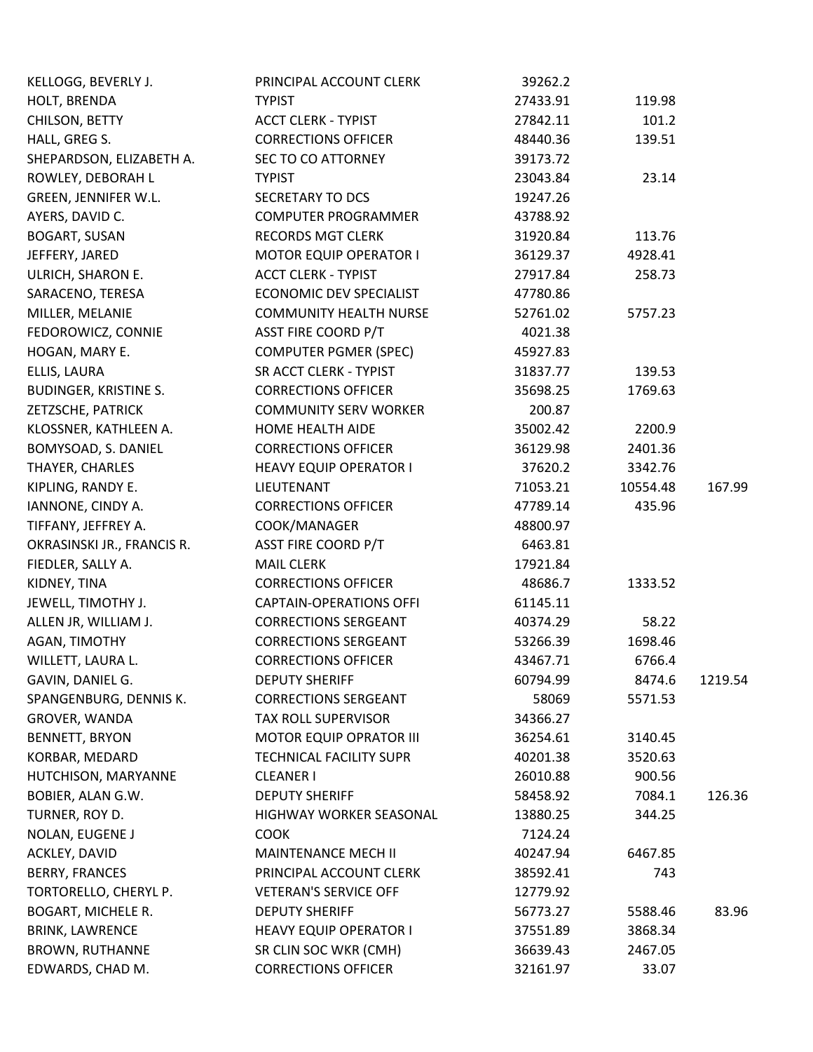| | | | | |
|---|---|---|---|---|
| KELLOGG, BEVERLY J. | PRINCIPAL ACCOUNT CLERK | 39262.2 | | |
| HOLT, BRENDA | TYPIST | 27433.91 | 119.98 | |
| CHILSON, BETTY | ACCT CLERK - TYPIST | 27842.11 | 101.2 | |
| HALL, GREG S. | CORRECTIONS OFFICER | 48440.36 | 139.51 | |
| SHEPARDSON, ELIZABETH A. | SEC TO CO ATTORNEY | 39173.72 | | |
| ROWLEY, DEBORAH L | TYPIST | 23043.84 | 23.14 | |
| GREEN, JENNIFER W.L. | SECRETARY TO DCS | 19247.26 | | |
| AYERS, DAVID C. | COMPUTER PROGRAMMER | 43788.92 | | |
| BOGART, SUSAN | RECORDS MGT CLERK | 31920.84 | 113.76 | |
| JEFFERY, JARED | MOTOR EQUIP OPERATOR I | 36129.37 | 4928.41 | |
| ULRICH, SHARON E. | ACCT CLERK - TYPIST | 27917.84 | 258.73 | |
| SARACENO, TERESA | ECONOMIC DEV SPECIALIST | 47780.86 | | |
| MILLER, MELANIE | COMMUNITY HEALTH NURSE | 52761.02 | 5757.23 | |
| FEDOROWICZ, CONNIE | ASST FIRE COORD P/T | 4021.38 | | |
| HOGAN, MARY E. | COMPUTER PGMER (SPEC) | 45927.83 | | |
| ELLIS, LAURA | SR ACCT CLERK - TYPIST | 31837.77 | 139.53 | |
| BUDINGER, KRISTINE S. | CORRECTIONS OFFICER | 35698.25 | 1769.63 | |
| ZETZSCHE, PATRICK | COMMUNITY SERV WORKER | 200.87 | | |
| KLOSSNER, KATHLEEN A. | HOME HEALTH AIDE | 35002.42 | 2200.9 | |
| BOMYSOAD, S. DANIEL | CORRECTIONS OFFICER | 36129.98 | 2401.36 | |
| THAYER, CHARLES | HEAVY EQUIP OPERATOR I | 37620.2 | 3342.76 | |
| KIPLING, RANDY E. | LIEUTENANT | 71053.21 | 10554.48 | 167.99 |
| IANNONE, CINDY A. | CORRECTIONS OFFICER | 47789.14 | 435.96 | |
| TIFFANY, JEFFREY A. | COOK/MANAGER | 48800.97 | | |
| OKRASINSKI JR., FRANCIS R. | ASST FIRE COORD P/T | 6463.81 | | |
| FIEDLER, SALLY A. | MAIL CLERK | 17921.84 | | |
| KIDNEY, TINA | CORRECTIONS OFFICER | 48686.7 | 1333.52 | |
| JEWELL, TIMOTHY J. | CAPTAIN-OPERATIONS OFFI | 61145.11 | | |
| ALLEN JR, WILLIAM J. | CORRECTIONS SERGEANT | 40374.29 | 58.22 | |
| AGAN, TIMOTHY | CORRECTIONS SERGEANT | 53266.39 | 1698.46 | |
| WILLETT, LAURA L. | CORRECTIONS OFFICER | 43467.71 | 6766.4 | |
| GAVIN, DANIEL G. | DEPUTY SHERIFF | 60794.99 | 8474.6 | 1219.54 |
| SPANGENBURG, DENNIS K. | CORRECTIONS SERGEANT | 58069 | 5571.53 | |
| GROVER, WANDA | TAX ROLL SUPERVISOR | 34366.27 | | |
| BENNETT, BRYON | MOTOR EQUIP OPRATOR III | 36254.61 | 3140.45 | |
| KORBAR, MEDARD | TECHNICAL FACILITY SUPR | 40201.38 | 3520.63 | |
| HUTCHISON, MARYANNE | CLEANER I | 26010.88 | 900.56 | |
| BOBIER, ALAN G.W. | DEPUTY SHERIFF | 58458.92 | 7084.1 | 126.36 |
| TURNER, ROY D. | HIGHWAY WORKER SEASONAL | 13880.25 | 344.25 | |
| NOLAN, EUGENE J | COOK | 7124.24 | | |
| ACKLEY, DAVID | MAINTENANCE MECH II | 40247.94 | 6467.85 | |
| BERRY, FRANCES | PRINCIPAL ACCOUNT CLERK | 38592.41 | 743 | |
| TORTORELLO, CHERYL P. | VETERAN'S SERVICE OFF | 12779.92 | | |
| BOGART, MICHELE R. | DEPUTY SHERIFF | 56773.27 | 5588.46 | 83.96 |
| BRINK, LAWRENCE | HEAVY EQUIP OPERATOR I | 37551.89 | 3868.34 | |
| BROWN, RUTHANNE | SR CLIN SOC WKR (CMH) | 36639.43 | 2467.05 | |
| EDWARDS, CHAD M. | CORRECTIONS OFFICER | 32161.97 | 33.07 | |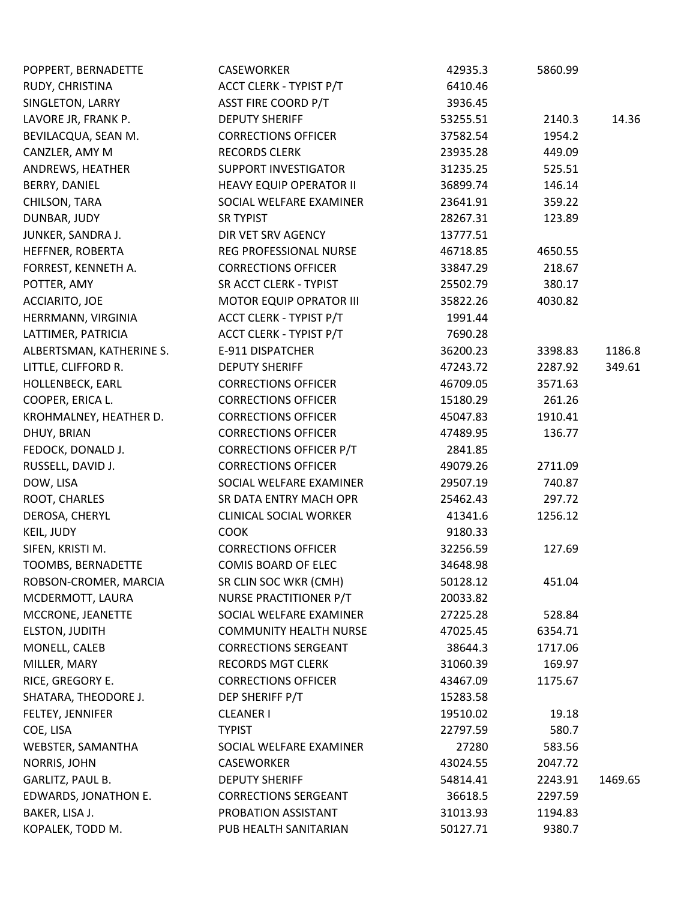| | | | | |
|---|---|---|---|---|
| POPPERT, BERNADETTE | CASEWORKER | 42935.3 | 5860.99 | |
| RUDY, CHRISTINA | ACCT CLERK - TYPIST P/T | 6410.46 | | |
| SINGLETON, LARRY | ASST FIRE COORD P/T | 3936.45 | | |
| LAVORE JR, FRANK P. | DEPUTY SHERIFF | 53255.51 | 2140.3 | 14.36 |
| BEVILACQUA, SEAN M. | CORRECTIONS OFFICER | 37582.54 | 1954.2 | |
| CANZLER, AMY M | RECORDS CLERK | 23935.28 | 449.09 | |
| ANDREWS, HEATHER | SUPPORT INVESTIGATOR | 31235.25 | 525.51 | |
| BERRY, DANIEL | HEAVY EQUIP OPERATOR II | 36899.74 | 146.14 | |
| CHILSON, TARA | SOCIAL WELFARE EXAMINER | 23641.91 | 359.22 | |
| DUNBAR, JUDY | SR TYPIST | 28267.31 | 123.89 | |
| JUNKER, SANDRA J. | DIR VET SRV AGENCY | 13777.51 | | |
| HEFFNER, ROBERTA | REG PROFESSIONAL NURSE | 46718.85 | 4650.55 | |
| FORREST, KENNETH A. | CORRECTIONS OFFICER | 33847.29 | 218.67 | |
| POTTER, AMY | SR ACCT CLERK - TYPIST | 25502.79 | 380.17 | |
| ACCIARITO, JOE | MOTOR EQUIP OPRATOR III | 35822.26 | 4030.82 | |
| HERRMANN, VIRGINIA | ACCT CLERK - TYPIST P/T | 1991.44 | | |
| LATTIMER, PATRICIA | ACCT CLERK - TYPIST P/T | 7690.28 | | |
| ALBERTSMAN, KATHERINE S. | E-911 DISPATCHER | 36200.23 | 3398.83 | 1186.8 |
| LITTLE, CLIFFORD R. | DEPUTY SHERIFF | 47243.72 | 2287.92 | 349.61 |
| HOLLENBECK, EARL | CORRECTIONS OFFICER | 46709.05 | 3571.63 | |
| COOPER, ERICA L. | CORRECTIONS OFFICER | 15180.29 | 261.26 | |
| KROHMALNEY, HEATHER D. | CORRECTIONS OFFICER | 45047.83 | 1910.41 | |
| DHUY, BRIAN | CORRECTIONS OFFICER | 47489.95 | 136.77 | |
| FEDOCK, DONALD J. | CORRECTIONS OFFICER P/T | 2841.85 | | |
| RUSSELL, DAVID J. | CORRECTIONS OFFICER | 49079.26 | 2711.09 | |
| DOW, LISA | SOCIAL WELFARE EXAMINER | 29507.19 | 740.87 | |
| ROOT, CHARLES | SR DATA ENTRY MACH OPR | 25462.43 | 297.72 | |
| DEROSA, CHERYL | CLINICAL SOCIAL WORKER | 41341.6 | 1256.12 | |
| KEIL, JUDY | COOK | 9180.33 | | |
| SIFEN, KRISTI M. | CORRECTIONS OFFICER | 32256.59 | 127.69 | |
| TOOMBS, BERNADETTE | COMIS BOARD OF ELEC | 34648.98 | | |
| ROBSON-CROMER, MARCIA | SR CLIN SOC WKR (CMH) | 50128.12 | 451.04 | |
| MCDERMOTT, LAURA | NURSE PRACTITIONER P/T | 20033.82 | | |
| MCCRONE, JEANETTE | SOCIAL WELFARE EXAMINER | 27225.28 | 528.84 | |
| ELSTON, JUDITH | COMMUNITY HEALTH NURSE | 47025.45 | 6354.71 | |
| MONELL, CALEB | CORRECTIONS SERGEANT | 38644.3 | 1717.06 | |
| MILLER, MARY | RECORDS MGT CLERK | 31060.39 | 169.97 | |
| RICE, GREGORY E. | CORRECTIONS OFFICER | 43467.09 | 1175.67 | |
| SHATARA, THEODORE J. | DEP SHERIFF P/T | 15283.58 | | |
| FELTEY, JENNIFER | CLEANER I | 19510.02 | 19.18 | |
| COE, LISA | TYPIST | 22797.59 | 580.7 | |
| WEBSTER, SAMANTHA | SOCIAL WELFARE EXAMINER | 27280 | 583.56 | |
| NORRIS, JOHN | CASEWORKER | 43024.55 | 2047.72 | |
| GARLITZ, PAUL B. | DEPUTY SHERIFF | 54814.41 | 2243.91 | 1469.65 |
| EDWARDS, JONATHON E. | CORRECTIONS SERGEANT | 36618.5 | 2297.59 | |
| BAKER, LISA J. | PROBATION ASSISTANT | 31013.93 | 1194.83 | |
| KOPALEK, TODD M. | PUB HEALTH SANITARIAN | 50127.71 | 9380.7 | |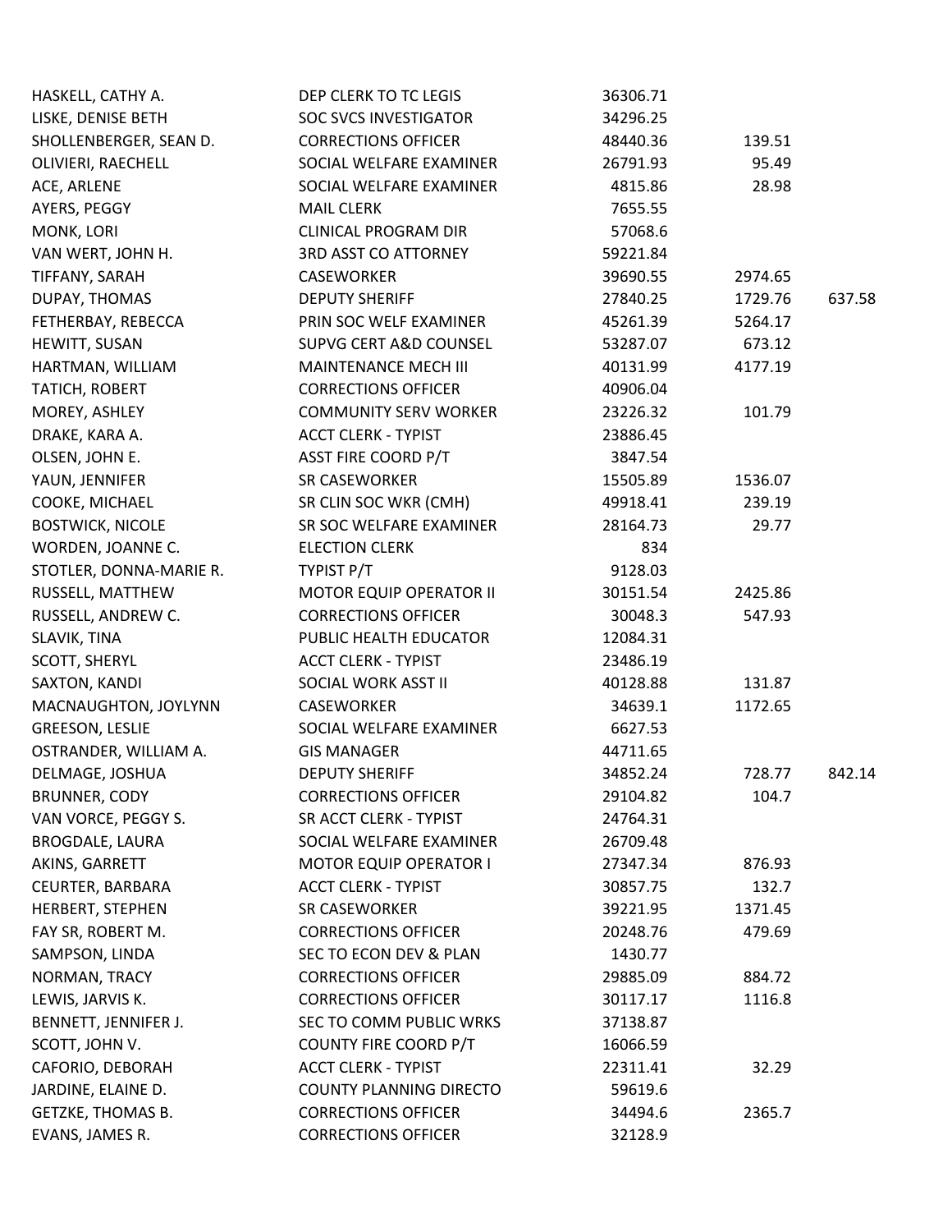| | | | | |
|---|---|---|---|---|
| HASKELL, CATHY A. | DEP CLERK TO TC LEGIS | 36306.71 | | |
| LISKE, DENISE BETH | SOC SVCS INVESTIGATOR | 34296.25 | | |
| SHOLLENBERGER, SEAN D. | CORRECTIONS OFFICER | 48440.36 | 139.51 | |
| OLIVIERI, RAECHELL | SOCIAL WELFARE EXAMINER | 26791.93 | 95.49 | |
| ACE, ARLENE | SOCIAL WELFARE EXAMINER | 4815.86 | 28.98 | |
| AYERS, PEGGY | MAIL CLERK | 7655.55 | | |
| MONK, LORI | CLINICAL PROGRAM DIR | 57068.6 | | |
| VAN WERT, JOHN H. | 3RD ASST CO ATTORNEY | 59221.84 | | |
| TIFFANY, SARAH | CASEWORKER | 39690.55 | 2974.65 | |
| DUPAY, THOMAS | DEPUTY SHERIFF | 27840.25 | 1729.76 | 637.58 |
| FETHERBAY, REBECCA | PRIN SOC WELF EXAMINER | 45261.39 | 5264.17 | |
| HEWITT, SUSAN | SUPVG CERT A&D COUNSEL | 53287.07 | 673.12 | |
| HARTMAN, WILLIAM | MAINTENANCE MECH III | 40131.99 | 4177.19 | |
| TATICH, ROBERT | CORRECTIONS OFFICER | 40906.04 | | |
| MOREY, ASHLEY | COMMUNITY SERV WORKER | 23226.32 | 101.79 | |
| DRAKE, KARA A. | ACCT CLERK - TYPIST | 23886.45 | | |
| OLSEN, JOHN E. | ASST FIRE COORD P/T | 3847.54 | | |
| YAUN, JENNIFER | SR CASEWORKER | 15505.89 | 1536.07 | |
| COOKE, MICHAEL | SR CLIN SOC WKR (CMH) | 49918.41 | 239.19 | |
| BOSTWICK, NICOLE | SR SOC WELFARE EXAMINER | 28164.73 | 29.77 | |
| WORDEN, JOANNE C. | ELECTION CLERK | 834 | | |
| STOTLER, DONNA-MARIE R. | TYPIST P/T | 9128.03 | | |
| RUSSELL, MATTHEW | MOTOR EQUIP OPERATOR II | 30151.54 | 2425.86 | |
| RUSSELL, ANDREW C. | CORRECTIONS OFFICER | 30048.3 | 547.93 | |
| SLAVIK, TINA | PUBLIC HEALTH EDUCATOR | 12084.31 | | |
| SCOTT, SHERYL | ACCT CLERK - TYPIST | 23486.19 | | |
| SAXTON, KANDI | SOCIAL WORK ASST II | 40128.88 | 131.87 | |
| MACNAUGHTON, JOYLYNN | CASEWORKER | 34639.1 | 1172.65 | |
| GREESON, LESLIE | SOCIAL WELFARE EXAMINER | 6627.53 | | |
| OSTRANDER, WILLIAM A. | GIS MANAGER | 44711.65 | | |
| DELMAGE, JOSHUA | DEPUTY SHERIFF | 34852.24 | 728.77 | 842.14 |
| BRUNNER, CODY | CORRECTIONS OFFICER | 29104.82 | 104.7 | |
| VAN VORCE, PEGGY S. | SR ACCT CLERK - TYPIST | 24764.31 | | |
| BROGDALE, LAURA | SOCIAL WELFARE EXAMINER | 26709.48 | | |
| AKINS, GARRETT | MOTOR EQUIP OPERATOR I | 27347.34 | 876.93 | |
| CEURTER, BARBARA | ACCT CLERK - TYPIST | 30857.75 | 132.7 | |
| HERBERT, STEPHEN | SR CASEWORKER | 39221.95 | 1371.45 | |
| FAY SR, ROBERT M. | CORRECTIONS OFFICER | 20248.76 | 479.69 | |
| SAMPSON, LINDA | SEC TO ECON DEV & PLAN | 1430.77 | | |
| NORMAN, TRACY | CORRECTIONS OFFICER | 29885.09 | 884.72 | |
| LEWIS, JARVIS K. | CORRECTIONS OFFICER | 30117.17 | 1116.8 | |
| BENNETT, JENNIFER J. | SEC TO COMM PUBLIC WRKS | 37138.87 | | |
| SCOTT, JOHN V. | COUNTY FIRE COORD P/T | 16066.59 | | |
| CAFORIO, DEBORAH | ACCT CLERK - TYPIST | 22311.41 | 32.29 | |
| JARDINE, ELAINE D. | COUNTY PLANNING DIRECTO | 59619.6 | | |
| GETZKE, THOMAS B. | CORRECTIONS OFFICER | 34494.6 | 2365.7 | |
| EVANS, JAMES R. | CORRECTIONS OFFICER | 32128.9 | | |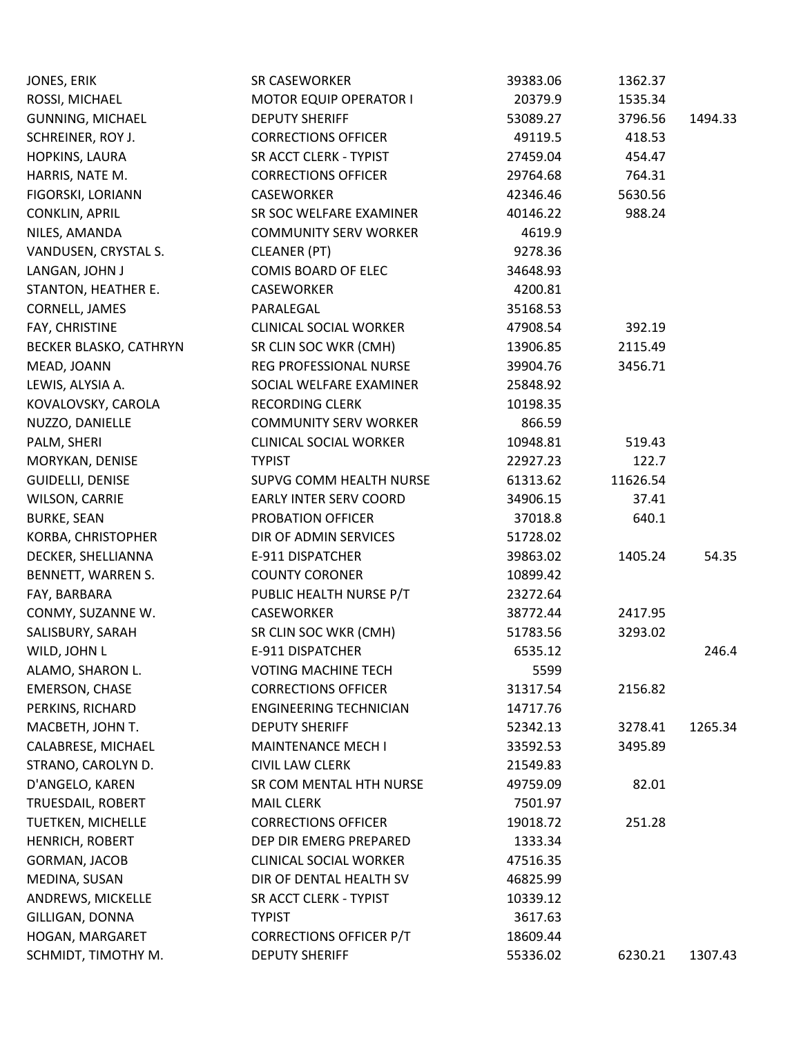| | | | | |
|---|---|---|---|---|
| JONES, ERIK | SR CASEWORKER | 39383.06 | 1362.37 | |
| ROSSI, MICHAEL | MOTOR EQUIP OPERATOR I | 20379.9 | 1535.34 | |
| GUNNING, MICHAEL | DEPUTY SHERIFF | 53089.27 | 3796.56 | 1494.33 |
| SCHREINER, ROY J. | CORRECTIONS OFFICER | 49119.5 | 418.53 | |
| HOPKINS, LAURA | SR ACCT CLERK - TYPIST | 27459.04 | 454.47 | |
| HARRIS, NATE M. | CORRECTIONS OFFICER | 29764.68 | 764.31 | |
| FIGORSKI, LORIANN | CASEWORKER | 42346.46 | 5630.56 | |
| CONKLIN, APRIL | SR SOC WELFARE EXAMINER | 40146.22 | 988.24 | |
| NILES, AMANDA | COMMUNITY SERV WORKER | 4619.9 | | |
| VANDUSEN, CRYSTAL S. | CLEANER (PT) | 9278.36 | | |
| LANGAN, JOHN J | COMIS BOARD OF ELEC | 34648.93 | | |
| STANTON, HEATHER E. | CASEWORKER | 4200.81 | | |
| CORNELL, JAMES | PARALEGAL | 35168.53 | | |
| FAY, CHRISTINE | CLINICAL SOCIAL WORKER | 47908.54 | 392.19 | |
| BECKER BLASKO, CATHRYN | SR CLIN SOC WKR (CMH) | 13906.85 | 2115.49 | |
| MEAD, JOANN | REG PROFESSIONAL NURSE | 39904.76 | 3456.71 | |
| LEWIS, ALYSIA A. | SOCIAL WELFARE EXAMINER | 25848.92 | | |
| KOVALOVSKY, CAROLA | RECORDING CLERK | 10198.35 | | |
| NUZZO, DANIELLE | COMMUNITY SERV WORKER | 866.59 | | |
| PALM, SHERI | CLINICAL SOCIAL WORKER | 10948.81 | 519.43 | |
| MORYKAN, DENISE | TYPIST | 22927.23 | 122.7 | |
| GUIDELLI, DENISE | SUPVG COMM HEALTH NURSE | 61313.62 | 11626.54 | |
| WILSON, CARRIE | EARLY INTER SERV COORD | 34906.15 | 37.41 | |
| BURKE, SEAN | PROBATION OFFICER | 37018.8 | 640.1 | |
| KORBA, CHRISTOPHER | DIR OF ADMIN SERVICES | 51728.02 | | |
| DECKER, SHELLIANNA | E-911 DISPATCHER | 39863.02 | 1405.24 | 54.35 |
| BENNETT, WARREN S. | COUNTY CORONER | 10899.42 | | |
| FAY, BARBARA | PUBLIC HEALTH NURSE P/T | 23272.64 | | |
| CONMY, SUZANNE W. | CASEWORKER | 38772.44 | 2417.95 | |
| SALISBURY, SARAH | SR CLIN SOC WKR (CMH) | 51783.56 | 3293.02 | |
| WILD, JOHN L | E-911 DISPATCHER | 6535.12 | | 246.4 |
| ALAMO, SHARON L. | VOTING MACHINE TECH | 5599 | | |
| EMERSON, CHASE | CORRECTIONS OFFICER | 31317.54 | 2156.82 | |
| PERKINS, RICHARD | ENGINEERING TECHNICIAN | 14717.76 | | |
| MACBETH, JOHN T. | DEPUTY SHERIFF | 52342.13 | 3278.41 | 1265.34 |
| CALABRESE, MICHAEL | MAINTENANCE MECH I | 33592.53 | 3495.89 | |
| STRANO, CAROLYN D. | CIVIL LAW CLERK | 21549.83 | | |
| D'ANGELO, KAREN | SR COM MENTAL HTH NURSE | 49759.09 | 82.01 | |
| TRUESDAIL, ROBERT | MAIL CLERK | 7501.97 | | |
| TUETKEN, MICHELLE | CORRECTIONS OFFICER | 19018.72 | 251.28 | |
| HENRICH, ROBERT | DEP DIR EMERG PREPARED | 1333.34 | | |
| GORMAN, JACOB | CLINICAL SOCIAL WORKER | 47516.35 | | |
| MEDINA, SUSAN | DIR OF DENTAL HEALTH SV | 46825.99 | | |
| ANDREWS, MICKELLE | SR ACCT CLERK - TYPIST | 10339.12 | | |
| GILLIGAN, DONNA | TYPIST | 3617.63 | | |
| HOGAN, MARGARET | CORRECTIONS OFFICER P/T | 18609.44 | | |
| SCHMIDT, TIMOTHY M. | DEPUTY SHERIFF | 55336.02 | 6230.21 | 1307.43 |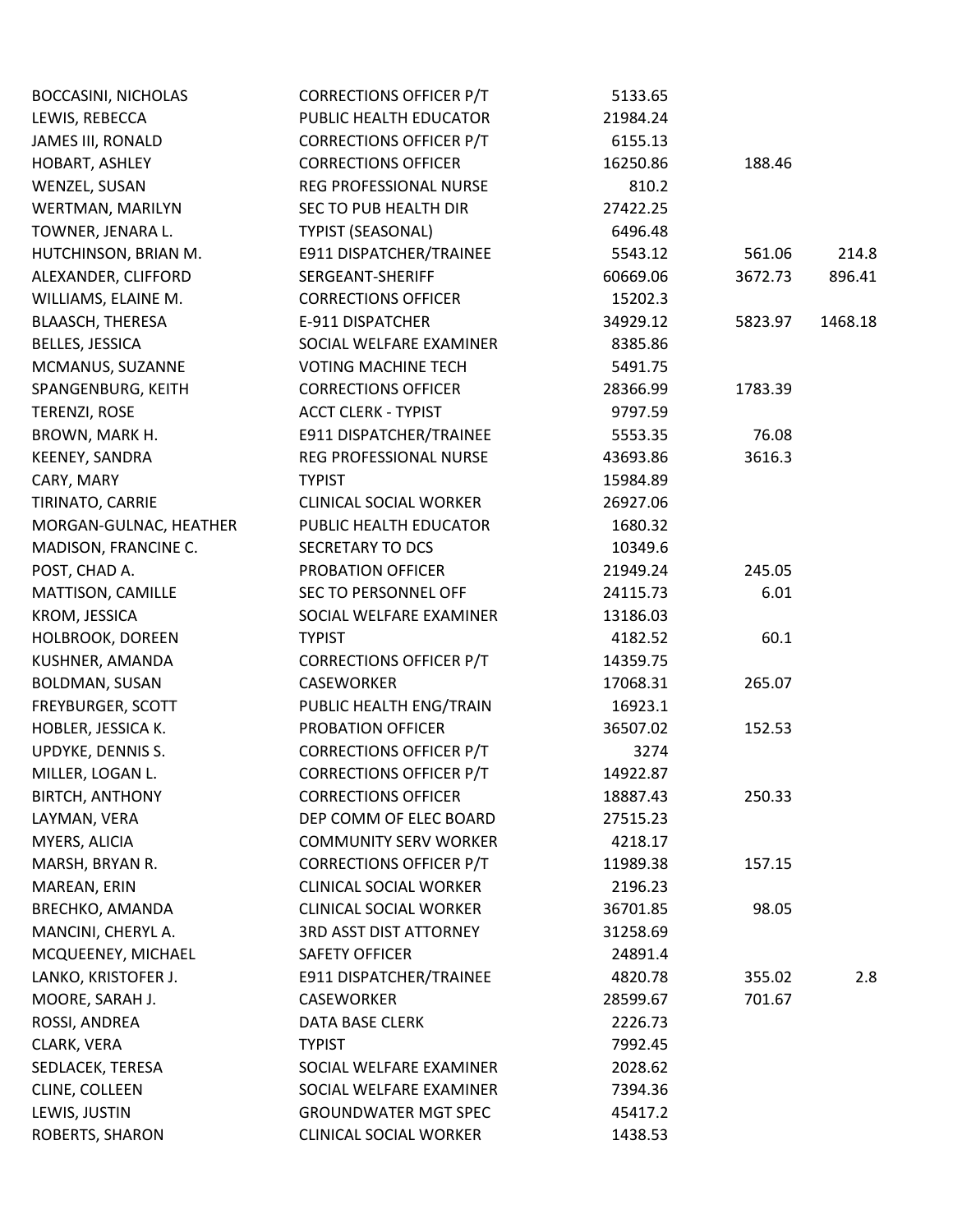| | | | | |
|---|---|---|---|---|
| BOCCASINI, NICHOLAS | CORRECTIONS OFFICER P/T | 5133.65 | | |
| LEWIS, REBECCA | PUBLIC HEALTH EDUCATOR | 21984.24 | | |
| JAMES III, RONALD | CORRECTIONS OFFICER P/T | 6155.13 | | |
| HOBART, ASHLEY | CORRECTIONS OFFICER | 16250.86 | 188.46 | |
| WENZEL, SUSAN | REG PROFESSIONAL NURSE | 810.2 | | |
| WERTMAN, MARILYN | SEC TO PUB HEALTH DIR | 27422.25 | | |
| TOWNER, JENARA L. | TYPIST (SEASONAL) | 6496.48 | | |
| HUTCHINSON, BRIAN M. | E911 DISPATCHER/TRAINEE | 5543.12 | 561.06 | 214.8 |
| ALEXANDER, CLIFFORD | SERGEANT-SHERIFF | 60669.06 | 3672.73 | 896.41 |
| WILLIAMS, ELAINE M. | CORRECTIONS OFFICER | 15202.3 | | |
| BLAASCH, THERESA | E-911 DISPATCHER | 34929.12 | 5823.97 | 1468.18 |
| BELLES, JESSICA | SOCIAL WELFARE EXAMINER | 8385.86 | | |
| MCMANUS, SUZANNE | VOTING MACHINE TECH | 5491.75 | | |
| SPANGENBURG, KEITH | CORRECTIONS OFFICER | 28366.99 | 1783.39 | |
| TERENZI, ROSE | ACCT CLERK - TYPIST | 9797.59 | | |
| BROWN, MARK H. | E911 DISPATCHER/TRAINEE | 5553.35 | 76.08 | |
| KEENEY, SANDRA | REG PROFESSIONAL NURSE | 43693.86 | 3616.3 | |
| CARY, MARY | TYPIST | 15984.89 | | |
| TIRINATO, CARRIE | CLINICAL SOCIAL WORKER | 26927.06 | | |
| MORGAN-GULNAC, HEATHER | PUBLIC HEALTH EDUCATOR | 1680.32 | | |
| MADISON, FRANCINE C. | SECRETARY TO DCS | 10349.6 | | |
| POST, CHAD A. | PROBATION OFFICER | 21949.24 | 245.05 | |
| MATTISON, CAMILLE | SEC TO PERSONNEL OFF | 24115.73 | 6.01 | |
| KROM, JESSICA | SOCIAL WELFARE EXAMINER | 13186.03 | | |
| HOLBROOK, DOREEN | TYPIST | 4182.52 | 60.1 | |
| KUSHNER, AMANDA | CORRECTIONS OFFICER P/T | 14359.75 | | |
| BOLDMAN, SUSAN | CASEWORKER | 17068.31 | 265.07 | |
| FREYBURGER, SCOTT | PUBLIC HEALTH ENG/TRAIN | 16923.1 | | |
| HOBLER, JESSICA K. | PROBATION OFFICER | 36507.02 | 152.53 | |
| UPDYKE, DENNIS S. | CORRECTIONS OFFICER P/T | 3274 | | |
| MILLER, LOGAN L. | CORRECTIONS OFFICER P/T | 14922.87 | | |
| BIRTCH, ANTHONY | CORRECTIONS OFFICER | 18887.43 | 250.33 | |
| LAYMAN, VERA | DEP COMM OF ELEC BOARD | 27515.23 | | |
| MYERS, ALICIA | COMMUNITY SERV WORKER | 4218.17 | | |
| MARSH, BRYAN R. | CORRECTIONS OFFICER P/T | 11989.38 | 157.15 | |
| MAREAN, ERIN | CLINICAL SOCIAL WORKER | 2196.23 | | |
| BRECHKO, AMANDA | CLINICAL SOCIAL WORKER | 36701.85 | 98.05 | |
| MANCINI, CHERYL A. | 3RD ASST DIST ATTORNEY | 31258.69 | | |
| MCQUEENEY, MICHAEL | SAFETY OFFICER | 24891.4 | | |
| LANKO, KRISTOFER J. | E911 DISPATCHER/TRAINEE | 4820.78 | 355.02 | 2.8 |
| MOORE, SARAH J. | CASEWORKER | 28599.67 | 701.67 | |
| ROSSI, ANDREA | DATA BASE CLERK | 2226.73 | | |
| CLARK, VERA | TYPIST | 7992.45 | | |
| SEDLACEK, TERESA | SOCIAL WELFARE EXAMINER | 2028.62 | | |
| CLINE, COLLEEN | SOCIAL WELFARE EXAMINER | 7394.36 | | |
| LEWIS, JUSTIN | GROUNDWATER MGT SPEC | 45417.2 | | |
| ROBERTS, SHARON | CLINICAL SOCIAL WORKER | 1438.53 | | |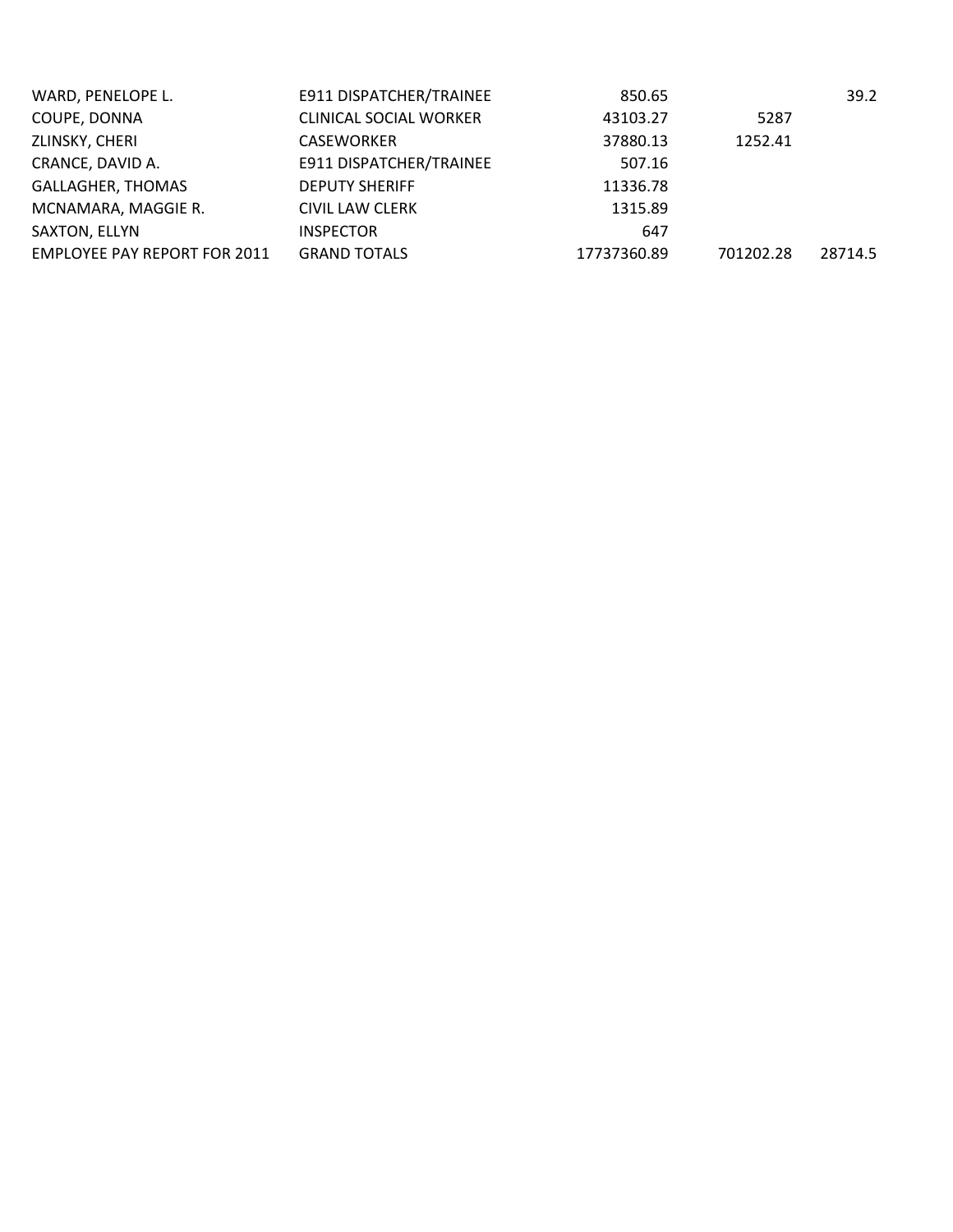| | | | | |
|---|---|---|---|---|
| WARD, PENELOPE L. | E911 DISPATCHER/TRAINEE | 850.65 | | 39.2 |
| COUPE, DONNA | CLINICAL SOCIAL WORKER | 43103.27 | 5287 | |
| ZLINSKY, CHERI | CASEWORKER | 37880.13 | 1252.41 | |
| CRANCE, DAVID A. | E911 DISPATCHER/TRAINEE | 507.16 | | |
| GALLAGHER, THOMAS | DEPUTY SHERIFF | 11336.78 | | |
| MCNAMARA, MAGGIE R. | CIVIL LAW CLERK | 1315.89 | | |
| SAXTON, ELLYN | INSPECTOR | 647 | | |
| EMPLOYEE PAY REPORT FOR 2011 | GRAND TOTALS | 17737360.89 | 701202.28 | 28714.5 |